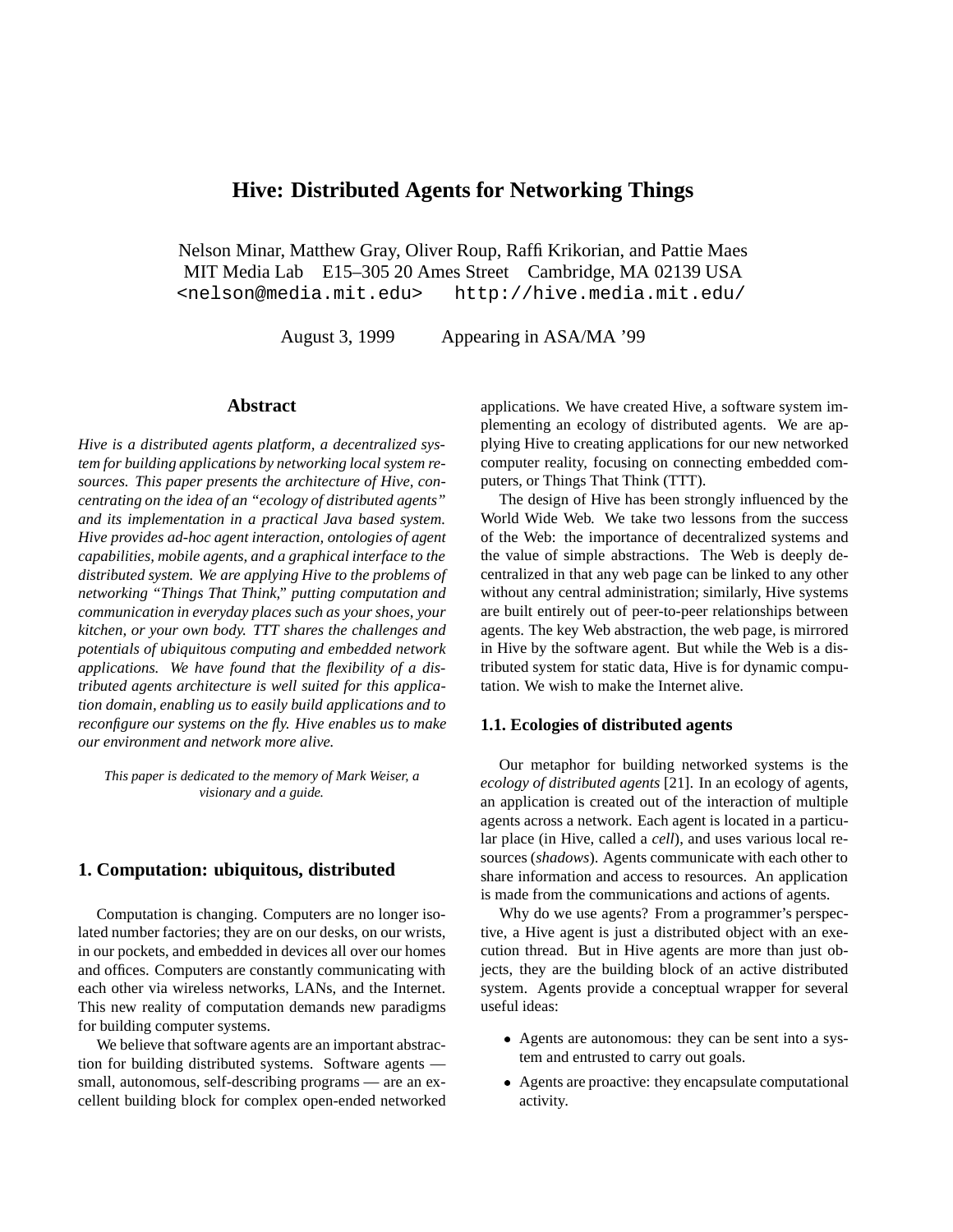# Hive: Distributed Agents for Networking Things

Nelson Minar, Matthew Gray, Oliver Roup, Raffi Krikorian, and Pattie Maes
MIT Media Lab E15–305 20 Ames Street Cambridge, MA 02139 USA
<nelson@media.mit.edu> http://hive.media.mit.edu/

August 3, 1999 Appearing in ASA/MA '99

## Abstract

*Hive is a distributed agents platform, a decentralized system for building applications by networking local system resources. This paper presents the architecture of Hive, concentrating on the idea of an "ecology of distributed agents" and its implementation in a practical Java based system. Hive provides ad-hoc agent interaction, ontologies of agent capabilities, mobile agents, and a graphical interface to the distributed system. We are applying Hive to the problems of networking "Things That Think," putting computation and communication in everyday places such as your shoes, your kitchen, or your own body. TTT shares the challenges and potentials of ubiquitous computing and embedded network applications. We have found that the flexibility of a distributed agents architecture is well suited for this application domain, enabling us to easily build applications and to reconfigure our systems on the fly. Hive enables us to make our environment and network more alive.*

*This paper is dedicated to the memory of Mark Weiser, a visionary and a guide.*

## 1. Computation: ubiquitous, distributed

Computation is changing. Computers are no longer isolated number factories; they are on our desks, on our wrists, in our pockets, and embedded in devices all over our homes and offices. Computers are constantly communicating with each other via wireless networks, LANs, and the Internet. This new reality of computation demands new paradigms for building computer systems.

We believe that software agents are an important abstraction for building distributed systems. Software agents — small, autonomous, self-describing programs — are an excellent building block for complex open-ended networked applications. We have created Hive, a software system implementing an ecology of distributed agents. We are applying Hive to creating applications for our new networked computer reality, focusing on connecting embedded computers, or Things That Think (TTT).

The design of Hive has been strongly influenced by the World Wide Web. We take two lessons from the success of the Web: the importance of decentralized systems and the value of simple abstractions. The Web is deeply decentralized in that any web page can be linked to any other without any central administration; similarly, Hive systems are built entirely out of peer-to-peer relationships between agents. The key Web abstraction, the web page, is mirrored in Hive by the software agent. But while the Web is a distributed system for static data, Hive is for dynamic computation. We wish to make the Internet alive.

### 1.1. Ecologies of distributed agents

Our metaphor for building networked systems is the *ecology of distributed agents* [21]. In an ecology of agents, an application is created out of the interaction of multiple agents across a network. Each agent is located in a particular place (in Hive, called a *cell*), and uses various local resources (*shadows*). Agents communicate with each other to share information and access to resources. An application is made from the communications and actions of agents.

Why do we use agents? From a programmer's perspective, a Hive agent is just a distributed object with an execution thread. But in Hive agents are more than just objects, they are the building block of an active distributed system. Agents provide a conceptual wrapper for several useful ideas:

- Agents are autonomous: they can be sent into a system and entrusted to carry out goals.
- Agents are proactive: they encapsulate computational activity.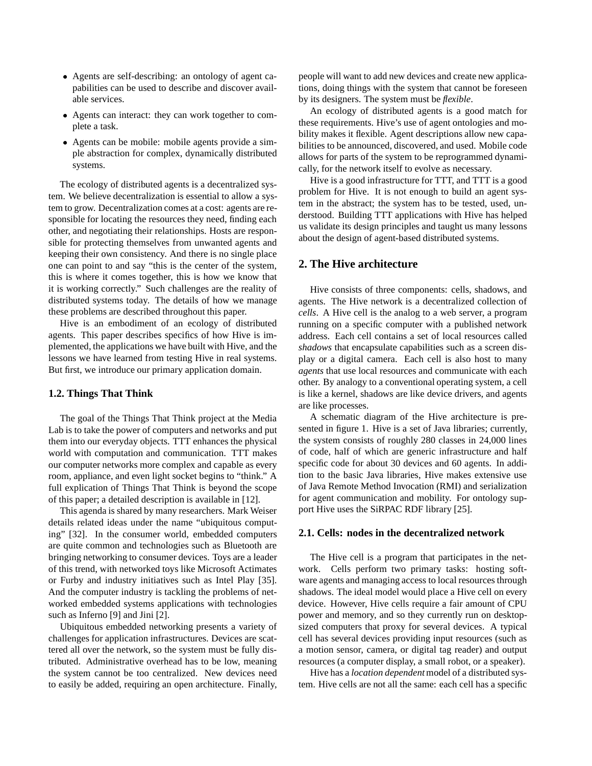- Agents are self-describing: an ontology of agent capabilities can be used to describe and discover available services.
- Agents can interact: they can work together to complete a task.
- Agents can be mobile: mobile agents provide a simple abstraction for complex, dynamically distributed systems.

The ecology of distributed agents is a decentralized system. We believe decentralization is essential to allow a system to grow. Decentralization comes at a cost: agents are responsible for locating the resources they need, finding each other, and negotiating their relationships. Hosts are responsible for protecting themselves from unwanted agents and keeping their own consistency. And there is no single place one can point to and say "this is the center of the system, this is where it comes together, this is how we know that it is working correctly." Such challenges are the reality of distributed systems today. The details of how we manage these problems are described throughout this paper.

Hive is an embodiment of an ecology of distributed agents. This paper describes specifics of how Hive is implemented, the applications we have built with Hive, and the lessons we have learned from testing Hive in real systems. But first, we introduce our primary application domain.

### 1.2. Things That Think

The goal of the Things That Think project at the Media Lab is to take the power of computers and networks and put them into our everyday objects. TTT enhances the physical world with computation and communication. TTT makes our computer networks more complex and capable as every room, appliance, and even light socket begins to "think." A full explication of Things That Think is beyond the scope of this paper; a detailed description is available in [12].

This agenda is shared by many researchers. Mark Weiser details related ideas under the name "ubiquitous computing" [32]. In the consumer world, embedded computers are quite common and technologies such as Bluetooth are bringing networking to consumer devices. Toys are a leader of this trend, with networked toys like Microsoft Actimates or Furby and industry initiatives such as Intel Play [35]. And the computer industry is tackling the problems of networked embedded systems applications with technologies such as Inferno [9] and Jini [2].

Ubiquitous embedded networking presents a variety of challenges for application infrastructures. Devices are scattered all over the network, so the system must be fully distributed. Administrative overhead has to be low, meaning the system cannot be too centralized. New devices need to easily be added, requiring an open architecture. Finally, people will want to add new devices and create new applications, doing things with the system that cannot be foreseen by its designers. The system must be *flexible*.

An ecology of distributed agents is a good match for these requirements. Hive's use of agent ontologies and mobility makes it flexible. Agent descriptions allow new capabilities to be announced, discovered, and used. Mobile code allows for parts of the system to be reprogrammed dynamically, for the network itself to evolve as necessary.

Hive is a good infrastructure for TTT, and TTT is a good problem for Hive. It is not enough to build an agent system in the abstract; the system has to be tested, used, understood. Building TTT applications with Hive has helped us validate its design principles and taught us many lessons about the design of agent-based distributed systems.

## 2. The Hive architecture

Hive consists of three components: cells, shadows, and agents. The Hive network is a decentralized collection of *cells*. A Hive cell is the analog to a web server, a program running on a specific computer with a published network address. Each cell contains a set of local resources called *shadows* that encapsulate capabilities such as a screen display or a digital camera. Each cell is also host to many *agents* that use local resources and communicate with each other. By analogy to a conventional operating system, a cell is like a kernel, shadows are like device drivers, and agents are like processes.

A schematic diagram of the Hive architecture is presented in figure 1. Hive is a set of Java libraries; currently, the system consists of roughly 280 classes in 24,000 lines of code, half of which are generic infrastructure and half specific code for about 30 devices and 60 agents. In addition to the basic Java libraries, Hive makes extensive use of Java Remote Method Invocation (RMI) and serialization for agent communication and mobility. For ontology support Hive uses the SiRPAC RDF library [25].

### 2.1. Cells: nodes in the decentralized network

The Hive cell is a program that participates in the network. Cells perform two primary tasks: hosting software agents and managing access to local resources through shadows. The ideal model would place a Hive cell on every device. However, Hive cells require a fair amount of CPU power and memory, and so they currently run on desktop-sized computers that proxy for several devices. A typical cell has several devices providing input resources (such as a motion sensor, camera, or digital tag reader) and output resources (a computer display, a small robot, or a speaker).

Hive has a *location dependent* model of a distributed system. Hive cells are not all the same: each cell has a specific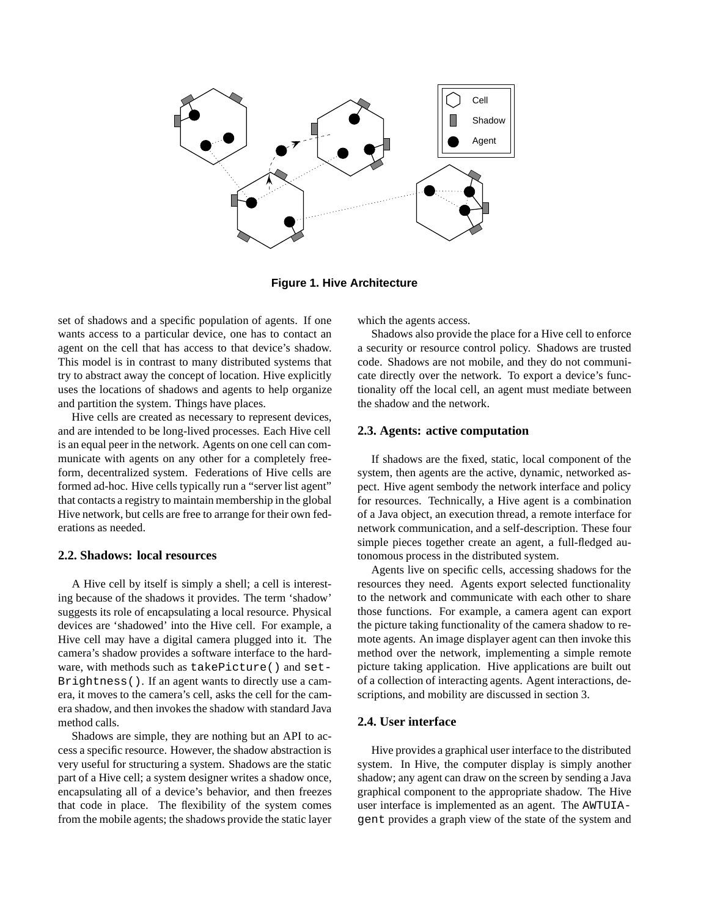Cell

Shadow

Agent

**Figure 1. Hive Architecture**

set of shadows and a specific population of agents. If one wants access to a particular device, one has to contact an agent on the cell that has access to that device's shadow. This model is in contrast to many distributed systems that try to abstract away the concept of location. Hive explicitly uses the locations of shadows and agents to help organize and partition the system. Things have places.

Hive cells are created as necessary to represent devices, and are intended to be long-lived processes. Each Hive cell is an equal peer in the network. Agents on one cell can communicate with agents on any other for a completely free-form, decentralized system. Federations of Hive cells are formed ad-hoc. Hive cells typically run a "server list agent" that contacts a registry to maintain membership in the global Hive network, but cells are free to arrange for their own federations as needed.

### 2.2. Shadows: local resources

A Hive cell by itself is simply a shell; a cell is interesting because of the shadows it provides. The term 'shadow' suggests its role of encapsulating a local resource. Physical devices are 'shadowed' into the Hive cell. For example, a Hive cell may have a digital camera plugged into it. The camera's shadow provides a software interface to the hardware, with methods such as `takePicture()` and `setBrightness()`. If an agent wants to directly use a camera, it moves to the camera's cell, asks the cell for the camera shadow, and then invokes the shadow with standard Java method calls.

Shadows are simple, they are nothing but an API to access a specific resource. However, the shadow abstraction is very useful for structuring a system. Shadows are the static part of a Hive cell; a system designer writes a shadow once, encapsulating all of a device's behavior, and then freezes that code in place. The flexibility of the system comes from the mobile agents; the shadows provide the static layer which the agents access.

Shadows also provide the place for a Hive cell to enforce a security or resource control policy. Shadows are trusted code. Shadows are not mobile, and they do not communicate directly over the network. To export a device's functionality off the local cell, an agent must mediate between the shadow and the network.

### 2.3. Agents: active computation

If shadows are the fixed, static, local component of the system, then agents are the active, dynamic, networked aspect. Hive agent sembody the network interface and policy for resources. Technically, a Hive agent is a combination of a Java object, an execution thread, a remote interface for network communication, and a self-description. These four simple pieces together create an agent, a full-fledged autonomous process in the distributed system.

Agents live on specific cells, accessing shadows for the resources they need. Agents export selected functionality to the network and communicate with each other to share those functions. For example, a camera agent can export the picture taking functionality of the camera shadow to remote agents. An image displayer agent can then invoke this method over the network, implementing a simple remote picture taking application. Hive applications are built out of a collection of interacting agents. Agent interactions, descriptions, and mobility are discussed in section 3.

### 2.4. User interface

Hive provides a graphical user interface to the distributed system. In Hive, the computer display is simply another shadow; any agent can draw on the screen by sending a Java graphical component to the appropriate shadow. The Hive user interface is implemented as an agent. The `AWTUIAgent` provides a graph view of the state of the system and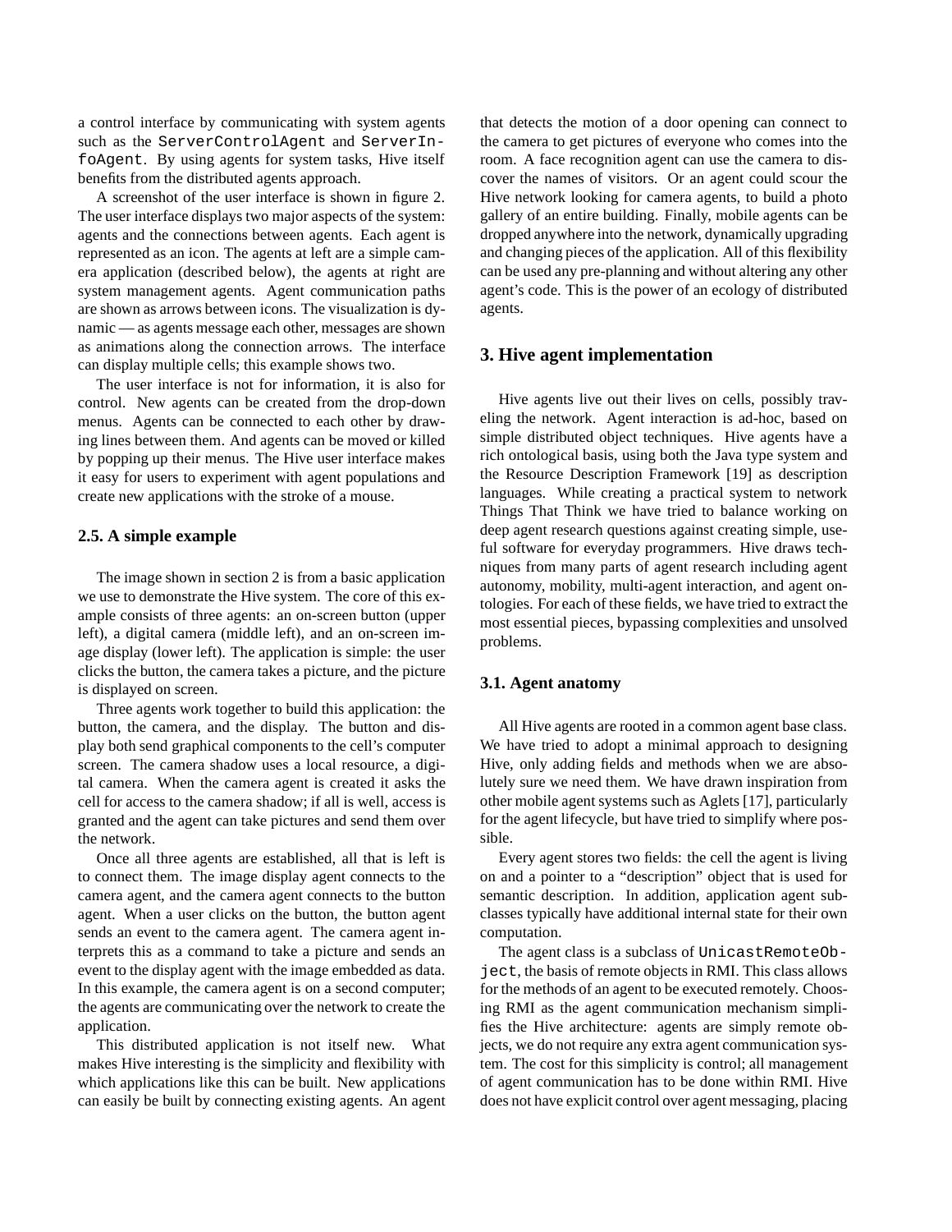a control interface by communicating with system agents such as the `ServerControlAgent` and `ServerInfoAgent`. By using agents for system tasks, Hive itself benefits from the distributed agents approach.

A screenshot of the user interface is shown in figure 2. The user interface displays two major aspects of the system: agents and the connections between agents. Each agent is represented as an icon. The agents at left are a simple camera application (described below), the agents at right are system management agents. Agent communication paths are shown as arrows between icons. The visualization is dynamic — as agents message each other, messages are shown as animations along the connection arrows. The interface can display multiple cells; this example shows two.

The user interface is not for information, it is also for control. New agents can be created from the drop-down menus. Agents can be connected to each other by drawing lines between them. And agents can be moved or killed by popping up their menus. The Hive user interface makes it easy for users to experiment with agent populations and create new applications with the stroke of a mouse.

### 2.5. A simple example

The image shown in section 2 is from a basic application we use to demonstrate the Hive system. The core of this example consists of three agents: an on-screen button (upper left), a digital camera (middle left), and an on-screen image display (lower left). The application is simple: the user clicks the button, the camera takes a picture, and the picture is displayed on screen.

Three agents work together to build this application: the button, the camera, and the display. The button and display both send graphical components to the cell's computer screen. The camera shadow uses a local resource, a digital camera. When the camera agent is created it asks the cell for access to the camera shadow; if all is well, access is granted and the agent can take pictures and send them over the network.

Once all three agents are established, all that is left is to connect them. The image display agent connects to the camera agent, and the camera agent connects to the button agent. When a user clicks on the button, the button agent sends an event to the camera agent. The camera agent interprets this as a command to take a picture and sends an event to the display agent with the image embedded as data. In this example, the camera agent is on a second computer; the agents are communicating over the network to create the application.

This distributed application is not itself new. What makes Hive interesting is the simplicity and flexibility with which applications like this can be built. New applications can easily be built by connecting existing agents. An agent that detects the motion of a door opening can connect to the camera to get pictures of everyone who comes into the room. A face recognition agent can use the camera to discover the names of visitors. Or an agent could scour the Hive network looking for camera agents, to build a photo gallery of an entire building. Finally, mobile agents can be dropped anywhere into the network, dynamically upgrading and changing pieces of the application. All of this flexibility can be used any pre-planning and without altering any other agent's code. This is the power of an ecology of distributed agents.

## 3. Hive agent implementation

Hive agents live out their lives on cells, possibly traveling the network. Agent interaction is ad-hoc, based on simple distributed object techniques. Hive agents have a rich ontological basis, using both the Java type system and the Resource Description Framework [19] as description languages. While creating a practical system to network Things That Think we have tried to balance working on deep agent research questions against creating simple, useful software for everyday programmers. Hive draws techniques from many parts of agent research including agent autonomy, mobility, multi-agent interaction, and agent ontologies. For each of these fields, we have tried to extract the most essential pieces, bypassing complexities and unsolved problems.

### 3.1. Agent anatomy

All Hive agents are rooted in a common agent base class. We have tried to adopt a minimal approach to designing Hive, only adding fields and methods when we are absolutely sure we need them. We have drawn inspiration from other mobile agent systems such as Aglets [17], particularly for the agent lifecycle, but have tried to simplify where possible.

Every agent stores two fields: the cell the agent is living on and a pointer to a "description" object that is used for semantic description. In addition, application agent subclasses typically have additional internal state for their own computation.

The agent class is a subclass of `UnicastRemoteObject`, the basis of remote objects in RMI. This class allows for the methods of an agent to be executed remotely. Choosing RMI as the agent communication mechanism simplifies the Hive architecture: agents are simply remote objects, we do not require any extra agent communication system. The cost for this simplicity is control; all management of agent communication has to be done within RMI. Hive does not have explicit control over agent messaging, placing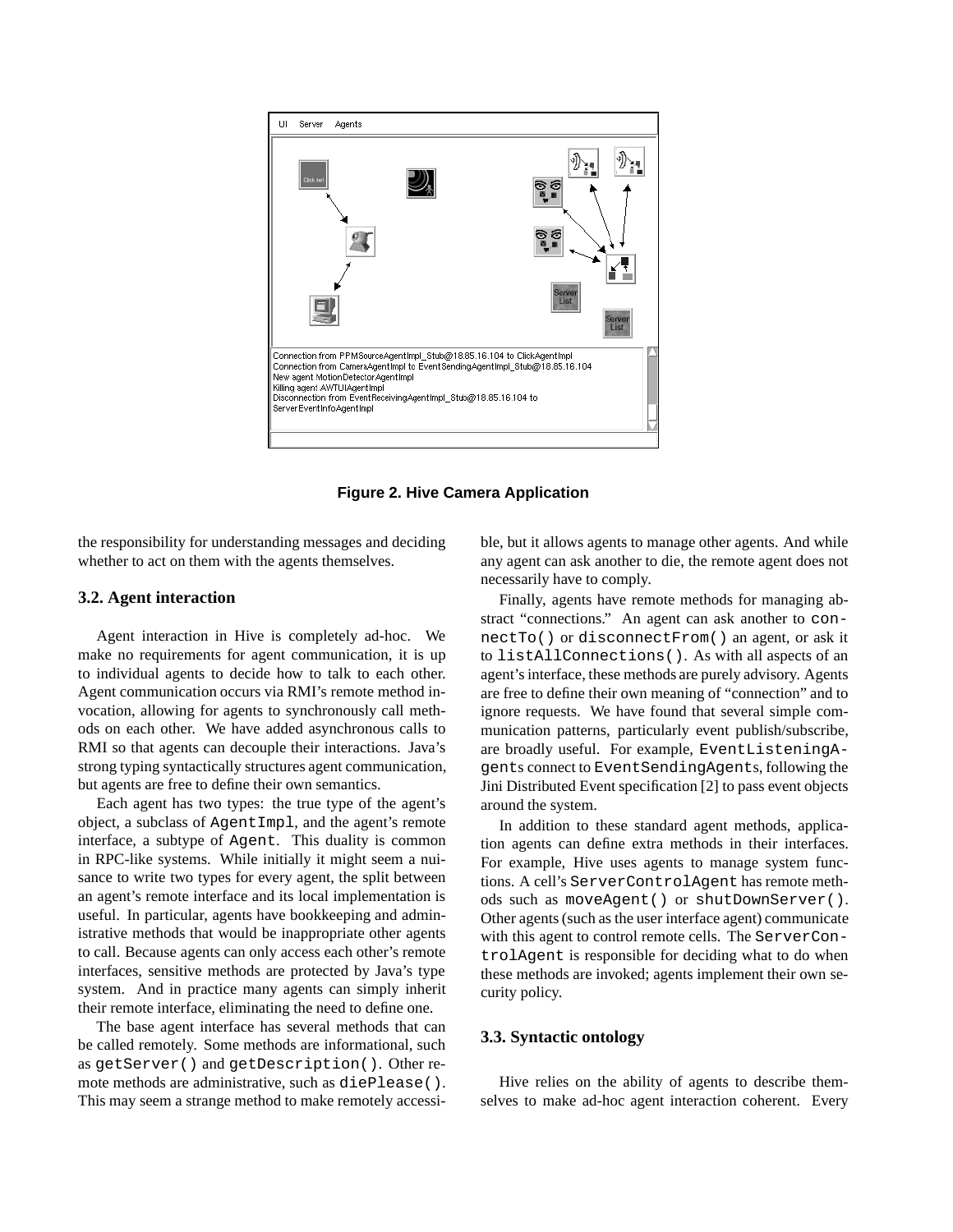UI Server Agents

Click me!

Server List

Server List

Connection from PPMSourceAgentImpl_Stub@18.85.16.104 to ClickAgentImpl
Connection from CameraAgentImpl to EventSendingAgentImpl_Stub@18.85.16.104
New agent MotionDetectorAgentImpl
Killing agent AWTUIAgentImpl
Disconnection from EventReceivingAgentImpl_Stub@18.85.16.104 to ServerEventInfoAgentImpl

**Figure 2. Hive Camera Application**

the responsibility for understanding messages and deciding whether to act on them with the agents themselves.

### 3.2. Agent interaction

Agent interaction in Hive is completely ad-hoc. We make no requirements for agent communication, it is up to individual agents to decide how to talk to each other. Agent communication occurs via RMI's remote method invocation, allowing for agents to synchronously call methods on each other. We have added asynchronous calls to RMI so that agents can decouple their interactions. Java's strong typing syntactically structures agent communication, but agents are free to define their own semantics.

Each agent has two types: the true type of the agent's object, a subclass of `AgentImpl`, and the agent's remote interface, a subtype of `Agent`. This duality is common in RPC-like systems. While initially it might seem a nuisance to write two types for every agent, the split between an agent's remote interface and its local implementation is useful. In particular, agents have bookkeeping and administrative methods that would be inappropriate other agents to call. Because agents can only access each other's remote interfaces, sensitive methods are protected by Java's type system. And in practice many agents can simply inherit their remote interface, eliminating the need to define one.

The base agent interface has several methods that can be called remotely. Some methods are informational, such as `getServer()` and `getDescription()`. Other remote methods are administrative, such as `diePlease()`. This may seem a strange method to make remotely accessible, but it allows agents to manage other agents. And while any agent can ask another to die, the remote agent does not necessarily have to comply.

Finally, agents have remote methods for managing abstract "connections." An agent can ask another to `connectTo()` or `disconnectFrom()` an agent, or ask it to `listAllConnections()`. As with all aspects of an agent's interface, these methods are purely advisory. Agents are free to define their own meaning of "connection" and to ignore requests. We have found that several simple communication patterns, particularly event publish/subscribe, are broadly useful. For example, `EventListeningAgent`s connect to `EventSendingAgent`s, following the Jini Distributed Event specification [2] to pass event objects around the system.

In addition to these standard agent methods, application agents can define extra methods in their interfaces. For example, Hive uses agents to manage system functions. A cell's `ServerControlAgent` has remote methods such as `moveAgent()` or `shutDownServer()`. Other agents (such as the user interface agent) communicate with this agent to control remote cells. The `ServerControlAgent` is responsible for deciding what to do when these methods are invoked; agents implement their own security policy.

### 3.3. Syntactic ontology

Hive relies on the ability of agents to describe themselves to make ad-hoc agent interaction coherent. Every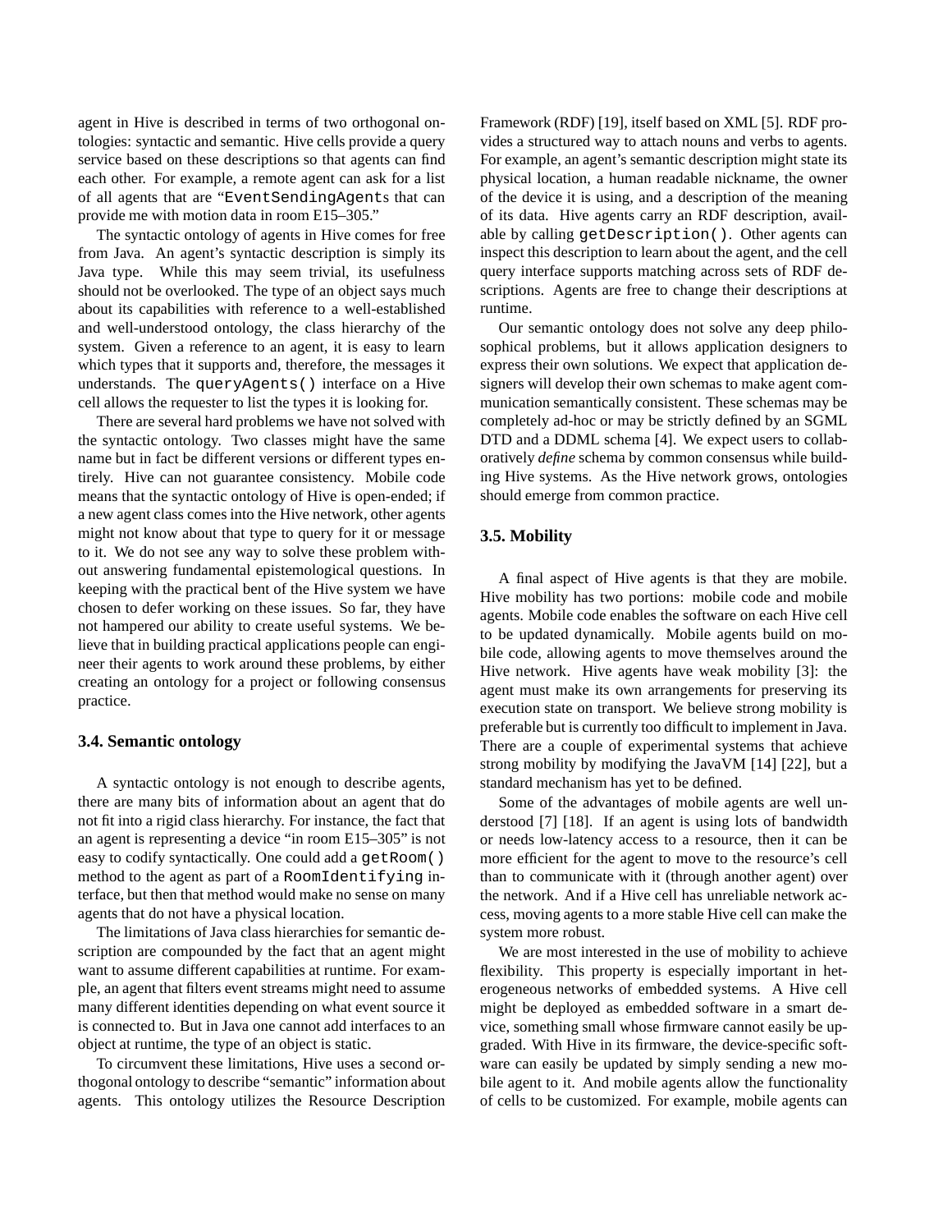agent in Hive is described in terms of two orthogonal ontologies: syntactic and semantic. Hive cells provide a query service based on these descriptions so that agents can find each other. For example, a remote agent can ask for a list of all agents that are "`EventSendingAgent`s that can provide me with motion data in room E15–305."

The syntactic ontology of agents in Hive comes for free from Java. An agent's syntactic description is simply its Java type. While this may seem trivial, its usefulness should not be overlooked. The type of an object says much about its capabilities with reference to a well-established and well-understood ontology, the class hierarchy of the system. Given a reference to an agent, it is easy to learn which types that it supports and, therefore, the messages it understands. The `queryAgents()` interface on a Hive cell allows the requester to list the types it is looking for.

There are several hard problems we have not solved with the syntactic ontology. Two classes might have the same name but in fact be different versions or different types entirely. Hive can not guarantee consistency. Mobile code means that the syntactic ontology of Hive is open-ended; if a new agent class comes into the Hive network, other agents might not know about that type to query for it or message to it. We do not see any way to solve these problem without answering fundamental epistemological questions. In keeping with the practical bent of the Hive system we have chosen to defer working on these issues. So far, they have not hampered our ability to create useful systems. We believe that in building practical applications people can engineer their agents to work around these problems, by either creating an ontology for a project or following consensus practice.

### 3.4. Semantic ontology

A syntactic ontology is not enough to describe agents, there are many bits of information about an agent that do not fit into a rigid class hierarchy. For instance, the fact that an agent is representing a device "in room E15–305" is not easy to codify syntactically. One could add a `getRoom()` method to the agent as part of a `RoomIdentifying` interface, but then that method would make no sense on many agents that do not have a physical location.

The limitations of Java class hierarchies for semantic description are compounded by the fact that an agent might want to assume different capabilities at runtime. For example, an agent that filters event streams might need to assume many different identities depending on what event source it is connected to. But in Java one cannot add interfaces to an object at runtime, the type of an object is static.

To circumvent these limitations, Hive uses a second orthogonal ontology to describe "semantic" information about agents. This ontology utilizes the Resource Description Framework (RDF) [19], itself based on XML [5]. RDF provides a structured way to attach nouns and verbs to agents. For example, an agent's semantic description might state its physical location, a human readable nickname, the owner of the device it is using, and a description of the meaning of its data. Hive agents carry an RDF description, available by calling `getDescription()`. Other agents can inspect this description to learn about the agent, and the cell query interface supports matching across sets of RDF descriptions. Agents are free to change their descriptions at runtime.

Our semantic ontology does not solve any deep philosophical problems, but it allows application designers to express their own solutions. We expect that application designers will develop their own schemas to make agent communication semantically consistent. These schemas may be completely ad-hoc or may be strictly defined by an SGML DTD and a DDML schema [4]. We expect users to collaboratively *define* schema by common consensus while building Hive systems. As the Hive network grows, ontologies should emerge from common practice.

### 3.5. Mobility

A final aspect of Hive agents is that they are mobile. Hive mobility has two portions: mobile code and mobile agents. Mobile code enables the software on each Hive cell to be updated dynamically. Mobile agents build on mobile code, allowing agents to move themselves around the Hive network. Hive agents have weak mobility [3]: the agent must make its own arrangements for preserving its execution state on transport. We believe strong mobility is preferable but is currently too difficult to implement in Java. There are a couple of experimental systems that achieve strong mobility by modifying the JavaVM [14] [22], but a standard mechanism has yet to be defined.

Some of the advantages of mobile agents are well understood [7] [18]. If an agent is using lots of bandwidth or needs low-latency access to a resource, then it can be more efficient for the agent to move to the resource's cell than to communicate with it (through another agent) over the network. And if a Hive cell has unreliable network access, moving agents to a more stable Hive cell can make the system more robust.

We are most interested in the use of mobility to achieve flexibility. This property is especially important in heterogeneous networks of embedded systems. A Hive cell might be deployed as embedded software in a smart device, something small whose firmware cannot easily be upgraded. With Hive in its firmware, the device-specific software can easily be updated by simply sending a new mobile agent to it. And mobile agents allow the functionality of cells to be customized. For example, mobile agents can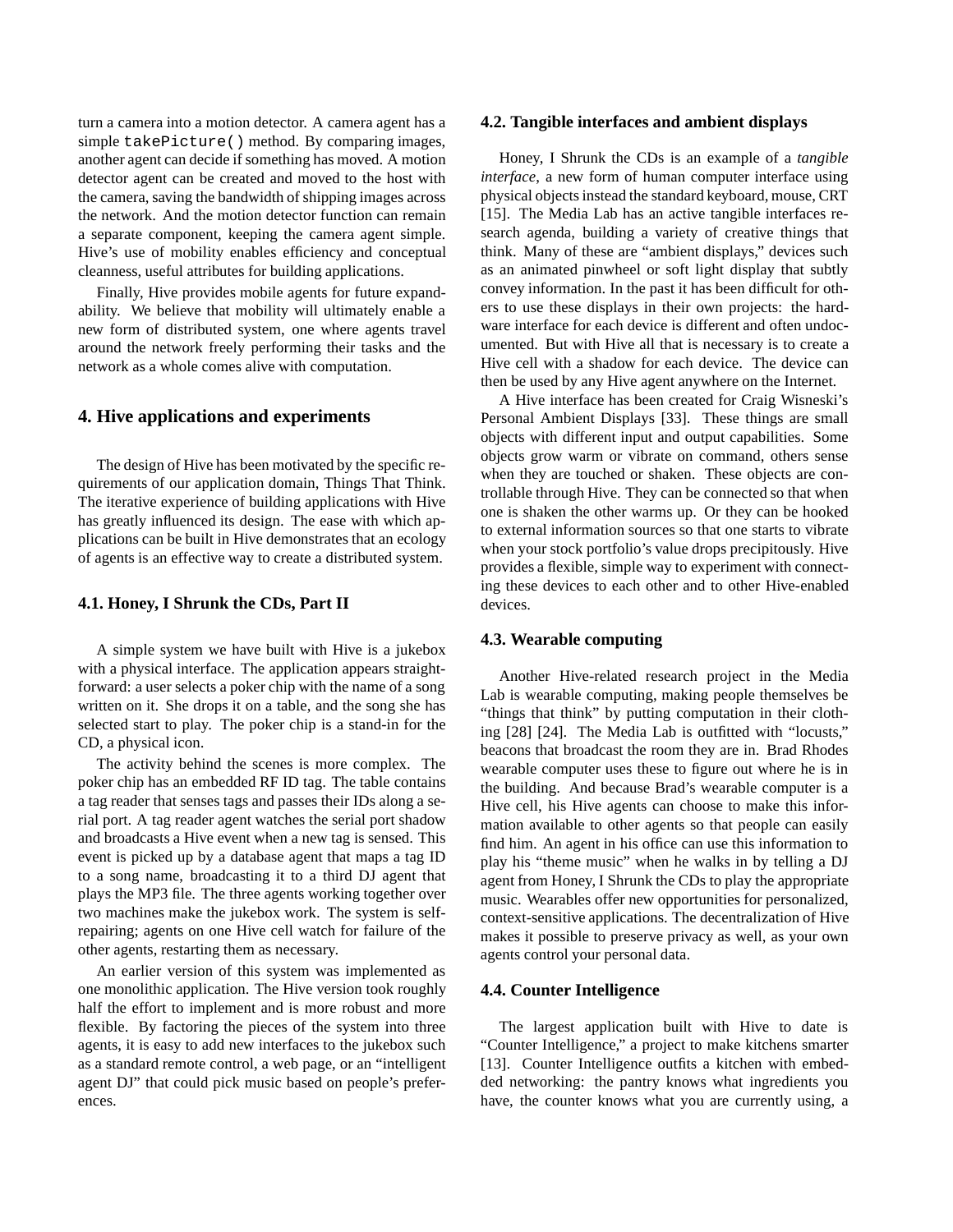turn a camera into a motion detector. A camera agent has a simple `takePicture()` method. By comparing images, another agent can decide if something has moved. A motion detector agent can be created and moved to the host with the camera, saving the bandwidth of shipping images across the network. And the motion detector function can remain a separate component, keeping the camera agent simple. Hive's use of mobility enables efficiency and conceptual cleanness, useful attributes for building applications.

Finally, Hive provides mobile agents for future expandability. We believe that mobility will ultimately enable a new form of distributed system, one where agents travel around the network freely performing their tasks and the network as a whole comes alive with computation.

## 4. Hive applications and experiments

The design of Hive has been motivated by the specific requirements of our application domain, Things That Think. The iterative experience of building applications with Hive has greatly influenced its design. The ease with which applications can be built in Hive demonstrates that an ecology of agents is an effective way to create a distributed system.

### 4.1. Honey, I Shrunk the CDs, Part II

A simple system we have built with Hive is a jukebox with a physical interface. The application appears straightforward: a user selects a poker chip with the name of a song written on it. She drops it on a table, and the song she has selected start to play. The poker chip is a stand-in for the CD, a physical icon.

The activity behind the scenes is more complex. The poker chip has an embedded RF ID tag. The table contains a tag reader that senses tags and passes their IDs along a serial port. A tag reader agent watches the serial port shadow and broadcasts a Hive event when a new tag is sensed. This event is picked up by a database agent that maps a tag ID to a song name, broadcasting it to a third DJ agent that plays the MP3 file. The three agents working together over two machines make the jukebox work. The system is self-repairing; agents on one Hive cell watch for failure of the other agents, restarting them as necessary.

An earlier version of this system was implemented as one monolithic application. The Hive version took roughly half the effort to implement and is more robust and more flexible. By factoring the pieces of the system into three agents, it is easy to add new interfaces to the jukebox such as a standard remote control, a web page, or an "intelligent agent DJ" that could pick music based on people's preferences.

### 4.2. Tangible interfaces and ambient displays

Honey, I Shrunk the CDs is an example of a *tangible interface*, a new form of human computer interface using physical objects instead the standard keyboard, mouse, CRT [15]. The Media Lab has an active tangible interfaces research agenda, building a variety of creative things that think. Many of these are "ambient displays," devices such as an animated pinwheel or soft light display that subtly convey information. In the past it has been difficult for others to use these displays in their own projects: the hardware interface for each device is different and often undocumented. But with Hive all that is necessary is to create a Hive cell with a shadow for each device. The device can then be used by any Hive agent anywhere on the Internet.

A Hive interface has been created for Craig Wisneski's Personal Ambient Displays [33]. These things are small objects with different input and output capabilities. Some objects grow warm or vibrate on command, others sense when they are touched or shaken. These objects are controllable through Hive. They can be connected so that when one is shaken the other warms up. Or they can be hooked to external information sources so that one starts to vibrate when your stock portfolio's value drops precipitously. Hive provides a flexible, simple way to experiment with connecting these devices to each other and to other Hive-enabled devices.

### 4.3. Wearable computing

Another Hive-related research project in the Media Lab is wearable computing, making people themselves be "things that think" by putting computation in their clothing [28] [24]. The Media Lab is outfitted with "locusts," beacons that broadcast the room they are in. Brad Rhodes wearable computer uses these to figure out where he is in the building. And because Brad's wearable computer is a Hive cell, his Hive agents can choose to make this information available to other agents so that people can easily find him. An agent in his office can use this information to play his "theme music" when he walks in by telling a DJ agent from Honey, I Shrunk the CDs to play the appropriate music. Wearables offer new opportunities for personalized, context-sensitive applications. The decentralization of Hive makes it possible to preserve privacy as well, as your own agents control your personal data.

### 4.4. Counter Intelligence

The largest application built with Hive to date is "Counter Intelligence," a project to make kitchens smarter [13]. Counter Intelligence outfits a kitchen with embedded networking: the pantry knows what ingredients you have, the counter knows what you are currently using, a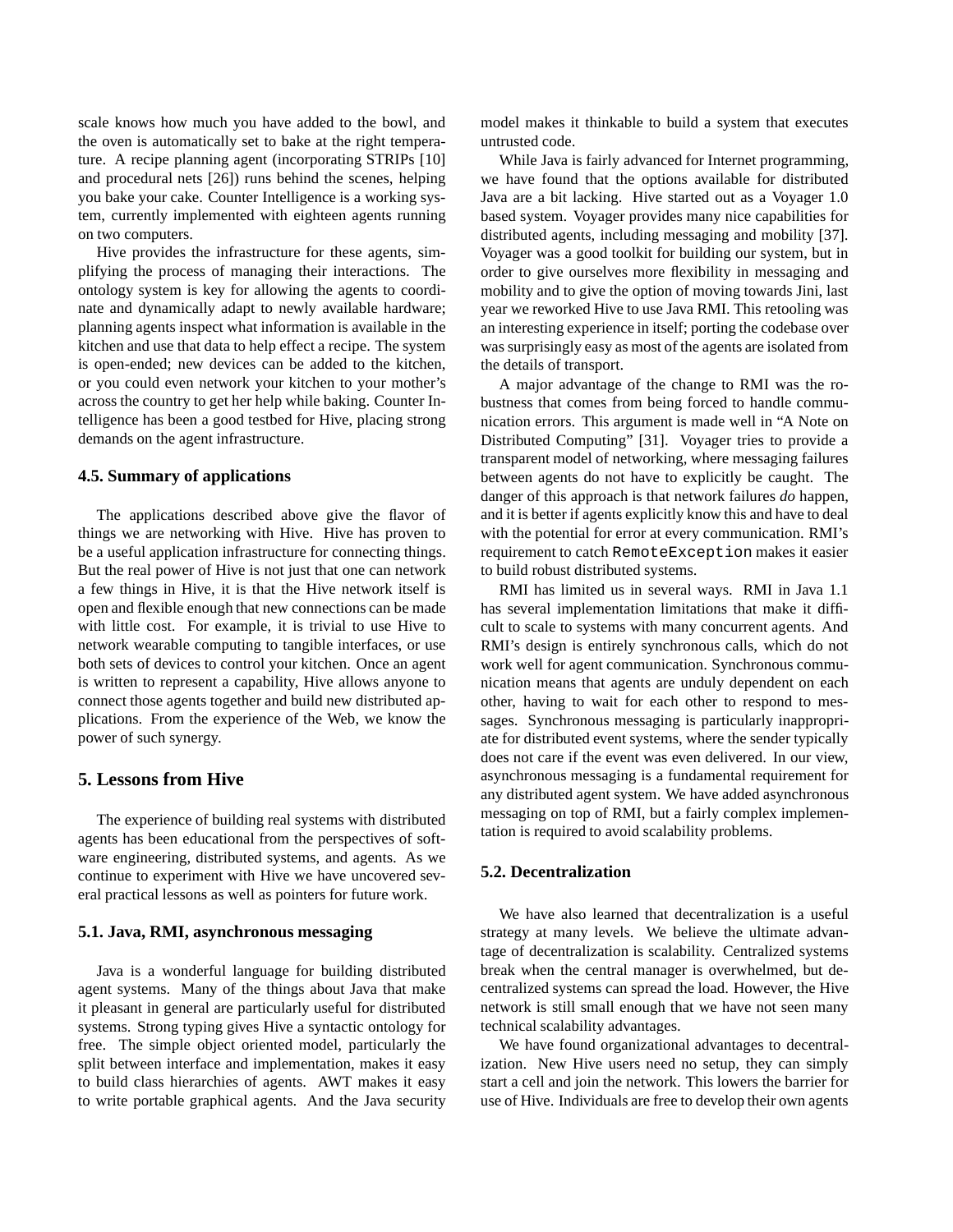scale knows how much you have added to the bowl, and the oven is automatically set to bake at the right temperature. A recipe planning agent (incorporating STRIPs [10] and procedural nets [26]) runs behind the scenes, helping you bake your cake. Counter Intelligence is a working system, currently implemented with eighteen agents running on two computers.

Hive provides the infrastructure for these agents, simplifying the process of managing their interactions. The ontology system is key for allowing the agents to coordinate and dynamically adapt to newly available hardware; planning agents inspect what information is available in the kitchen and use that data to help effect a recipe. The system is open-ended; new devices can be added to the kitchen, or you could even network your kitchen to your mother's across the country to get her help while baking. Counter Intelligence has been a good testbed for Hive, placing strong demands on the agent infrastructure.

### 4.5. Summary of applications

The applications described above give the flavor of things we are networking with Hive. Hive has proven to be a useful application infrastructure for connecting things. But the real power of Hive is not just that one can network a few things in Hive, it is that the Hive network itself is open and flexible enough that new connections can be made with little cost. For example, it is trivial to use Hive to network wearable computing to tangible interfaces, or use both sets of devices to control your kitchen. Once an agent is written to represent a capability, Hive allows anyone to connect those agents together and build new distributed applications. From the experience of the Web, we know the power of such synergy.

## 5. Lessons from Hive

The experience of building real systems with distributed agents has been educational from the perspectives of software engineering, distributed systems, and agents. As we continue to experiment with Hive we have uncovered several practical lessons as well as pointers for future work.

### 5.1. Java, RMI, asynchronous messaging

Java is a wonderful language for building distributed agent systems. Many of the things about Java that make it pleasant in general are particularly useful for distributed systems. Strong typing gives Hive a syntactic ontology for free. The simple object oriented model, particularly the split between interface and implementation, makes it easy to build class hierarchies of agents. AWT makes it easy to write portable graphical agents. And the Java security model makes it thinkable to build a system that executes untrusted code.

While Java is fairly advanced for Internet programming, we have found that the options available for distributed Java are a bit lacking. Hive started out as a Voyager 1.0 based system. Voyager provides many nice capabilities for distributed agents, including messaging and mobility [37]. Voyager was a good toolkit for building our system, but in order to give ourselves more flexibility in messaging and mobility and to give the option of moving towards Jini, last year we reworked Hive to use Java RMI. This retooling was an interesting experience in itself; porting the codebase over was surprisingly easy as most of the agents are isolated from the details of transport.

A major advantage of the change to RMI was the robustness that comes from being forced to handle communication errors. This argument is made well in "A Note on Distributed Computing" [31]. Voyager tries to provide a transparent model of networking, where messaging failures between agents do not have to explicitly be caught. The danger of this approach is that network failures *do* happen, and it is better if agents explicitly know this and have to deal with the potential for error at every communication. RMI's requirement to catch `RemoteException` makes it easier to build robust distributed systems.

RMI has limited us in several ways. RMI in Java 1.1 has several implementation limitations that make it difficult to scale to systems with many concurrent agents. And RMI's design is entirely synchronous calls, which do not work well for agent communication. Synchronous communication means that agents are unduly dependent on each other, having to wait for each other to respond to messages. Synchronous messaging is particularly inappropriate for distributed event systems, where the sender typically does not care if the event was even delivered. In our view, asynchronous messaging is a fundamental requirement for any distributed agent system. We have added asynchronous messaging on top of RMI, but a fairly complex implementation is required to avoid scalability problems.

### 5.2. Decentralization

We have also learned that decentralization is a useful strategy at many levels. We believe the ultimate advantage of decentralization is scalability. Centralized systems break when the central manager is overwhelmed, but decentralized systems can spread the load. However, the Hive network is still small enough that we have not seen many technical scalability advantages.

We have found organizational advantages to decentralization. New Hive users need no setup, they can simply start a cell and join the network. This lowers the barrier for use of Hive. Individuals are free to develop their own agents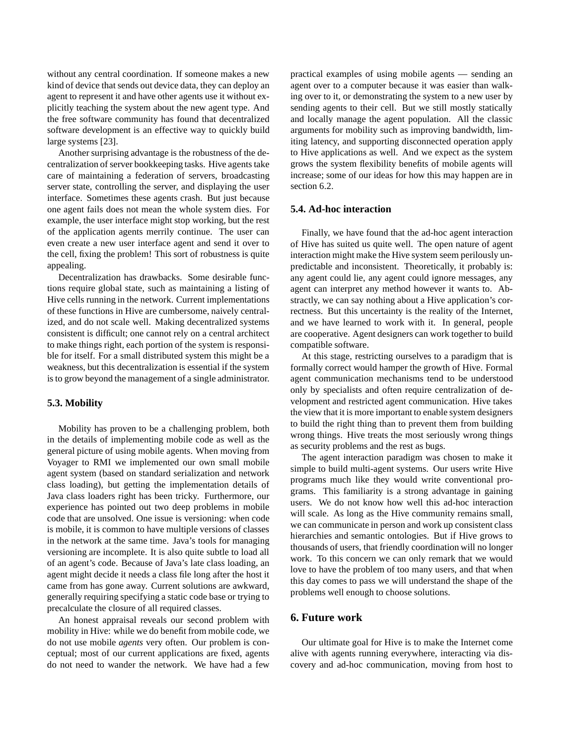without any central coordination. If someone makes a new kind of device that sends out device data, they can deploy an agent to represent it and have other agents use it without explicitly teaching the system about the new agent type. And the free software community has found that decentralized software development is an effective way to quickly build large systems [23].

Another surprising advantage is the robustness of the decentralization of server bookkeeping tasks. Hive agents take care of maintaining a federation of servers, broadcasting server state, controlling the server, and displaying the user interface. Sometimes these agents crash. But just because one agent fails does not mean the whole system dies. For example, the user interface might stop working, but the rest of the application agents merrily continue. The user can even create a new user interface agent and send it over to the cell, fixing the problem! This sort of robustness is quite appealing.

Decentralization has drawbacks. Some desirable functions require global state, such as maintaining a listing of Hive cells running in the network. Current implementations of these functions in Hive are cumbersome, naively centralized, and do not scale well. Making decentralized systems consistent is difficult; one cannot rely on a central architect to make things right, each portion of the system is responsible for itself. For a small distributed system this might be a weakness, but this decentralization is essential if the system is to grow beyond the management of a single administrator.

### 5.3. Mobility

Mobility has proven to be a challenging problem, both in the details of implementing mobile code as well as the general picture of using mobile agents. When moving from Voyager to RMI we implemented our own small mobile agent system (based on standard serialization and network class loading), but getting the implementation details of Java class loaders right has been tricky. Furthermore, our experience has pointed out two deep problems in mobile code that are unsolved. One issue is versioning: when code is mobile, it is common to have multiple versions of classes in the network at the same time. Java's tools for managing versioning are incomplete. It is also quite subtle to load all of an agent's code. Because of Java's late class loading, an agent might decide it needs a class file long after the host it came from has gone away. Current solutions are awkward, generally requiring specifying a static code base or trying to precalculate the closure of all required classes.

An honest appraisal reveals our second problem with mobility in Hive: while we do benefit from mobile code, we do not use mobile *agents* very often. Our problem is conceptual; most of our current applications are fixed, agents do not need to wander the network. We have had a few practical examples of using mobile agents — sending an agent over to a computer because it was easier than walking over to it, or demonstrating the system to a new user by sending agents to their cell. But we still mostly statically and locally manage the agent population. All the classic arguments for mobility such as improving bandwidth, limiting latency, and supporting disconnected operation apply to Hive applications as well. And we expect as the system grows the system flexibility benefits of mobile agents will increase; some of our ideas for how this may happen are in section 6.2.

### 5.4. Ad-hoc interaction

Finally, we have found that the ad-hoc agent interaction of Hive has suited us quite well. The open nature of agent interaction might make the Hive system seem perilously unpredictable and inconsistent. Theoretically, it probably is: any agent could lie, any agent could ignore messages, any agent can interpret any method however it wants to. Abstractly, we can say nothing about a Hive application's correctness. But this uncertainty is the reality of the Internet, and we have learned to work with it. In general, people are cooperative. Agent designers can work together to build compatible software.

At this stage, restricting ourselves to a paradigm that is formally correct would hamper the growth of Hive. Formal agent communication mechanisms tend to be understood only by specialists and often require centralization of development and restricted agent communication. Hive takes the view that it is more important to enable system designers to build the right thing than to prevent them from building wrong things. Hive treats the most seriously wrong things as security problems and the rest as bugs.

The agent interaction paradigm was chosen to make it simple to build multi-agent systems. Our users write Hive programs much like they would write conventional programs. This familiarity is a strong advantage in gaining users. We do not know how well this ad-hoc interaction will scale. As long as the Hive community remains small, we can communicate in person and work up consistent class hierarchies and semantic ontologies. But if Hive grows to thousands of users, that friendly coordination will no longer work. To this concern we can only remark that we would love to have the problem of too many users, and that when this day comes to pass we will understand the shape of the problems well enough to choose solutions.

## 6. Future work

Our ultimate goal for Hive is to make the Internet come alive with agents running everywhere, interacting via discovery and ad-hoc communication, moving from host to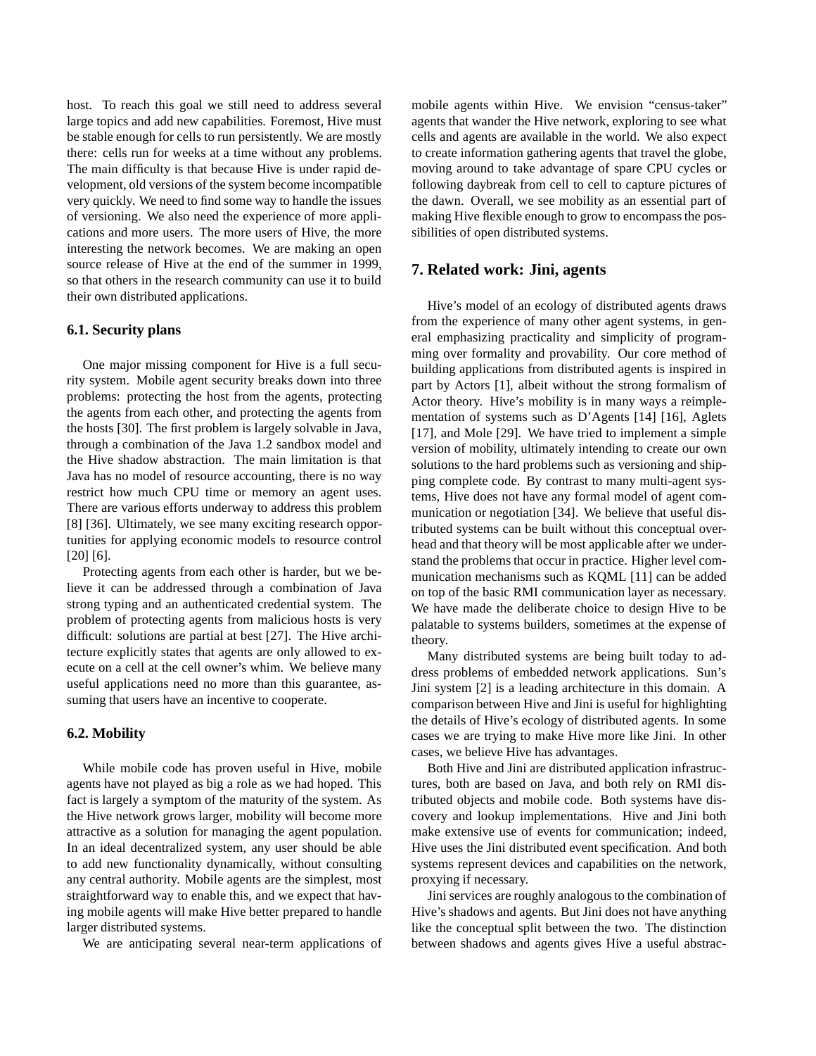host. To reach this goal we still need to address several large topics and add new capabilities. Foremost, Hive must be stable enough for cells to run persistently. We are mostly there: cells run for weeks at a time without any problems. The main difficulty is that because Hive is under rapid development, old versions of the system become incompatible very quickly. We need to find some way to handle the issues of versioning. We also need the experience of more applications and more users. The more users of Hive, the more interesting the network becomes. We are making an open source release of Hive at the end of the summer in 1999, so that others in the research community can use it to build their own distributed applications.

### 6.1. Security plans

One major missing component for Hive is a full security system. Mobile agent security breaks down into three problems: protecting the host from the agents, protecting the agents from each other, and protecting the agents from the hosts [30]. The first problem is largely solvable in Java, through a combination of the Java 1.2 sandbox model and the Hive shadow abstraction. The main limitation is that Java has no model of resource accounting, there is no way restrict how much CPU time or memory an agent uses. There are various efforts underway to address this problem [8] [36]. Ultimately, we see many exciting research opportunities for applying economic models to resource control [20] [6].

Protecting agents from each other is harder, but we believe it can be addressed through a combination of Java strong typing and an authenticated credential system. The problem of protecting agents from malicious hosts is very difficult: solutions are partial at best [27]. The Hive architecture explicitly states that agents are only allowed to execute on a cell at the cell owner's whim. We believe many useful applications need no more than this guarantee, assuming that users have an incentive to cooperate.

### 6.2. Mobility

While mobile code has proven useful in Hive, mobile agents have not played as big a role as we had hoped. This fact is largely a symptom of the maturity of the system. As the Hive network grows larger, mobility will become more attractive as a solution for managing the agent population. In an ideal decentralized system, any user should be able to add new functionality dynamically, without consulting any central authority. Mobile agents are the simplest, most straightforward way to enable this, and we expect that having mobile agents will make Hive better prepared to handle larger distributed systems.

We are anticipating several near-term applications of mobile agents within Hive. We envision "census-taker" agents that wander the Hive network, exploring to see what cells and agents are available in the world. We also expect to create information gathering agents that travel the globe, moving around to take advantage of spare CPU cycles or following daybreak from cell to cell to capture pictures of the dawn. Overall, we see mobility as an essential part of making Hive flexible enough to grow to encompass the possibilities of open distributed systems.

## 7. Related work: Jini, agents

Hive's model of an ecology of distributed agents draws from the experience of many other agent systems, in general emphasizing practicality and simplicity of programming over formality and provability. Our core method of building applications from distributed agents is inspired in part by Actors [1], albeit without the strong formalism of Actor theory. Hive's mobility is in many ways a reimplementation of systems such as D'Agents [14] [16], Aglets [17], and Mole [29]. We have tried to implement a simple version of mobility, ultimately intending to create our own solutions to the hard problems such as versioning and shipping complete code. By contrast to many multi-agent systems, Hive does not have any formal model of agent communication or negotiation [34]. We believe that useful distributed systems can be built without this conceptual overhead and that theory will be most applicable after we understand the problems that occur in practice. Higher level communication mechanisms such as KQML [11] can be added on top of the basic RMI communication layer as necessary. We have made the deliberate choice to design Hive to be palatable to systems builders, sometimes at the expense of theory.

Many distributed systems are being built today to address problems of embedded network applications. Sun's Jini system [2] is a leading architecture in this domain. A comparison between Hive and Jini is useful for highlighting the details of Hive's ecology of distributed agents. In some cases we are trying to make Hive more like Jini. In other cases, we believe Hive has advantages.

Both Hive and Jini are distributed application infrastructures, both are based on Java, and both rely on RMI distributed objects and mobile code. Both systems have discovery and lookup implementations. Hive and Jini both make extensive use of events for communication; indeed, Hive uses the Jini distributed event specification. And both systems represent devices and capabilities on the network, proxying if necessary.

Jini services are roughly analogous to the combination of Hive's shadows and agents. But Jini does not have anything like the conceptual split between the two. The distinction between shadows and agents gives Hive a useful abstrac-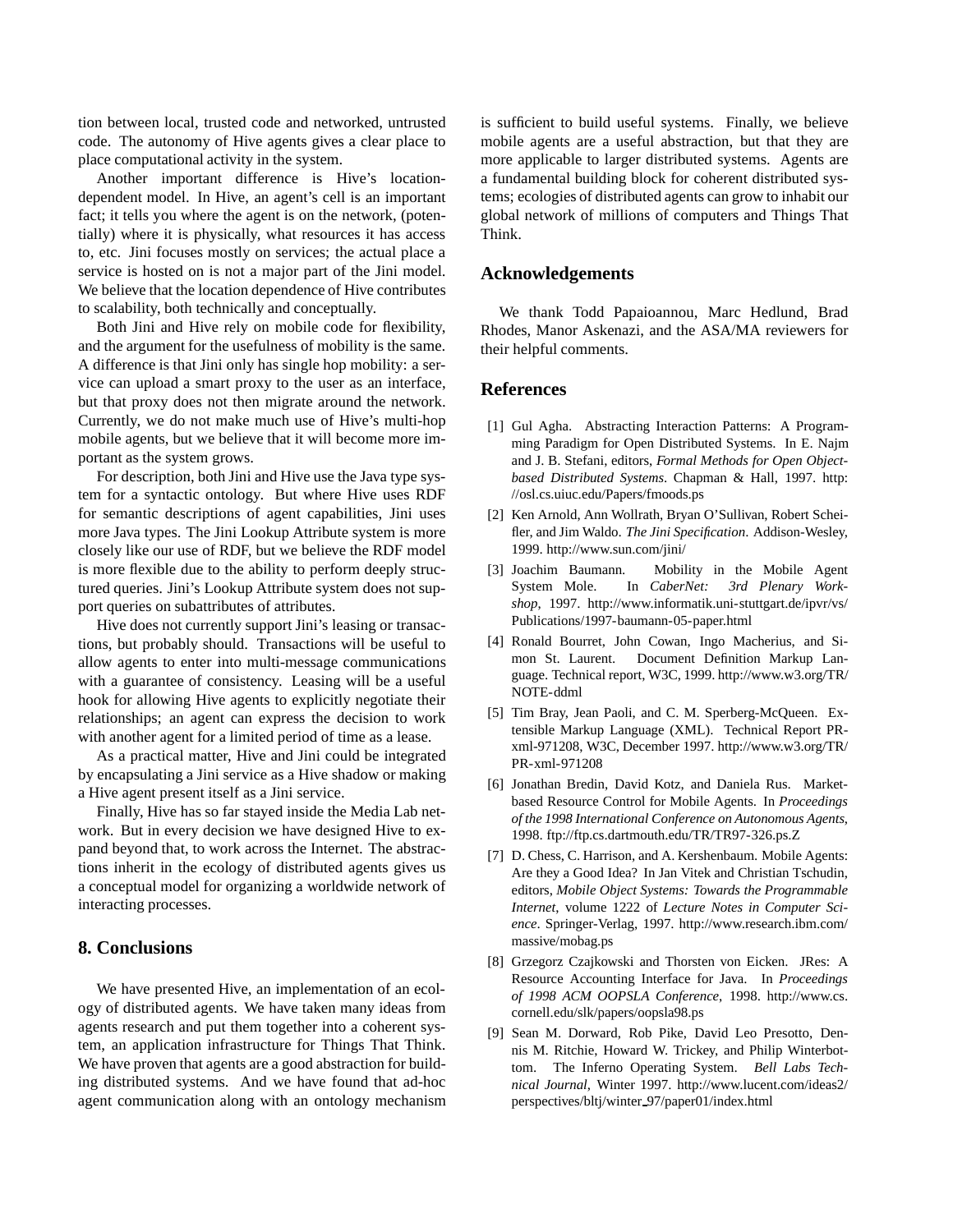tion between local, trusted code and networked, untrusted code. The autonomy of Hive agents gives a clear place to place computational activity in the system.

Another important difference is Hive's location-dependent model. In Hive, an agent's cell is an important fact; it tells you where the agent is on the network, (potentially) where it is physically, what resources it has access to, etc. Jini focuses mostly on services; the actual place a service is hosted on is not a major part of the Jini model. We believe that the location dependence of Hive contributes to scalability, both technically and conceptually.

Both Jini and Hive rely on mobile code for flexibility, and the argument for the usefulness of mobility is the same. A difference is that Jini only has single hop mobility: a service can upload a smart proxy to the user as an interface, but that proxy does not then migrate around the network. Currently, we do not make much use of Hive's multi-hop mobile agents, but we believe that it will become more important as the system grows.

For description, both Jini and Hive use the Java type system for a syntactic ontology. But where Hive uses RDF for semantic descriptions of agent capabilities, Jini uses more Java types. The Jini Lookup Attribute system is more closely like our use of RDF, but we believe the RDF model is more flexible due to the ability to perform deeply structured queries. Jini's Lookup Attribute system does not support queries on subattributes of attributes.

Hive does not currently support Jini's leasing or transactions, but probably should. Transactions will be useful to allow agents to enter into multi-message communications with a guarantee of consistency. Leasing will be a useful hook for allowing Hive agents to explicitly negotiate their relationships; an agent can express the decision to work with another agent for a limited period of time as a lease.

As a practical matter, Hive and Jini could be integrated by encapsulating a Jini service as a Hive shadow or making a Hive agent present itself as a Jini service.

Finally, Hive has so far stayed inside the Media Lab network. But in every decision we have designed Hive to expand beyond that, to work across the Internet. The abstractions inherit in the ecology of distributed agents gives us a conceptual model for organizing a worldwide network of interacting processes.

## 8. Conclusions

We have presented Hive, an implementation of an ecology of distributed agents. We have taken many ideas from agents research and put them together into a coherent system, an application infrastructure for Things That Think. We have proven that agents are a good abstraction for building distributed systems. And we have found that ad-hoc agent communication along with an ontology mechanism is sufficient to build useful systems. Finally, we believe mobile agents are a useful abstraction, but that they are more applicable to larger distributed systems. Agents are a fundamental building block for coherent distributed systems; ecologies of distributed agents can grow to inhabit our global network of millions of computers and Things That Think.

## Acknowledgements

We thank Todd Papaioannou, Marc Hedlund, Brad Rhodes, Manor Askenazi, and the ASA/MA reviewers for their helpful comments.

## References

[1] Gul Agha. Abstracting Interaction Patterns: A Programming Paradigm for Open Distributed Systems. In E. Najm and J. B. Stefani, editors, *Formal Methods for Open Object-based Distributed Systems*. Chapman & Hall, 1997. http://osl.cs.uiuc.edu/Papers/fmoods.ps

[2] Ken Arnold, Ann Wollrath, Bryan O'Sullivan, Robert Scheifler, and Jim Waldo. *The Jini Specification*. Addison-Wesley, 1999. http://www.sun.com/jini/

[3] Joachim Baumann. Mobility in the Mobile Agent System Mole. In *CaberNet: 3rd Plenary Workshop*, 1997. http://www.informatik.uni-stuttgart.de/ipvr/vs/Publications/1997-baumann-05-paper.html

[4] Ronald Bourret, John Cowan, Ingo Macherius, and Simon St. Laurent. Document Definition Markup Language. Technical report, W3C, 1999. http://www.w3.org/TR/NOTE-ddml

[5] Tim Bray, Jean Paoli, and C. M. Sperberg-McQueen. Extensible Markup Language (XML). Technical Report PR-xml-971208, W3C, December 1997. http://www.w3.org/TR/PR-xml-971208

[6] Jonathan Bredin, David Kotz, and Daniela Rus. Market-based Resource Control for Mobile Agents. In *Proceedings of the 1998 International Conference on Autonomous Agents*, 1998. ftp://ftp.cs.dartmouth.edu/TR/TR97-326.ps.Z

[7] D. Chess, C. Harrison, and A. Kershenbaum. Mobile Agents: Are they a Good Idea? In Jan Vitek and Christian Tschudin, editors, *Mobile Object Systems: Towards the Programmable Internet*, volume 1222 of *Lecture Notes in Computer Science*. Springer-Verlag, 1997. http://www.research.ibm.com/massive/mobag.ps

[8] Grzegorz Czajkowski and Thorsten von Eicken. JRes: A Resource Accounting Interface for Java. In *Proceedings of 1998 ACM OOPSLA Conference*, 1998. http://www.cs.cornell.edu/slk/papers/oopsla98.ps

[9] Sean M. Dorward, Rob Pike, David Leo Presotto, Dennis M. Ritchie, Howard W. Trickey, and Philip Winterbottom. The Inferno Operating System. *Bell Labs Technical Journal*, Winter 1997. http://www.lucent.com/ideas2/perspectives/bltj/winter_97/paper01/index.html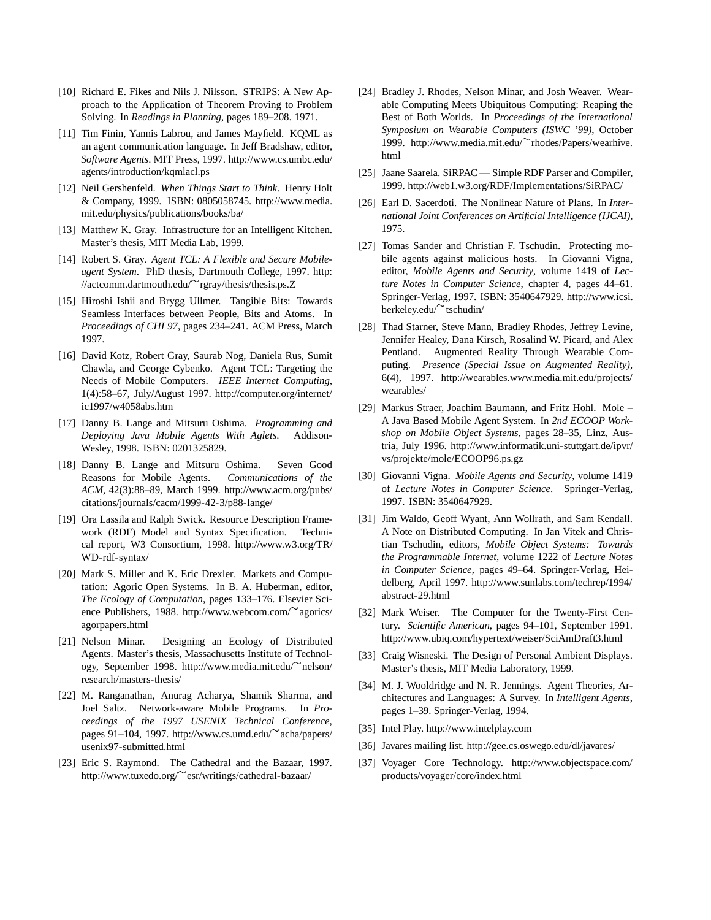[10] Richard E. Fikes and Nils J. Nilsson. STRIPS: A New Approach to the Application of Theorem Proving to Problem Solving. In *Readings in Planning*, pages 189–208. 1971.

[11] Tim Finin, Yannis Labrou, and James Mayfield. KQML as an agent communication language. In Jeff Bradshaw, editor, *Software Agents*. MIT Press, 1997. http://www.cs.umbc.edu/agents/introduction/kqmlacl.ps

[12] Neil Gershenfeld. *When Things Start to Think*. Henry Holt & Company, 1999. ISBN: 0805058745. http://www.media.mit.edu/physics/publications/books/ba/

[13] Matthew K. Gray. Infrastructure for an Intelligent Kitchen. Master's thesis, MIT Media Lab, 1999.

[14] Robert S. Gray. *Agent TCL: A Flexible and Secure Mobile-agent System*. PhD thesis, Dartmouth College, 1997. http://actcomm.dartmouth.edu/~rgray/thesis/thesis.ps.Z

[15] Hiroshi Ishii and Brygg Ullmer. Tangible Bits: Towards Seamless Interfaces between People, Bits and Atoms. In *Proceedings of CHI 97*, pages 234–241. ACM Press, March 1997.

[16] David Kotz, Robert Gray, Saurab Nog, Daniela Rus, Sumit Chawla, and George Cybenko. Agent TCL: Targeting the Needs of Mobile Computers. *IEEE Internet Computing*, 1(4):58–67, July/August 1997. http://computer.org/internet/ic1997/w4058abs.htm

[17] Danny B. Lange and Mitsuru Oshima. *Programming and Deploying Java Mobile Agents With Aglets*. Addison-Wesley, 1998. ISBN: 0201325829.

[18] Danny B. Lange and Mitsuru Oshima. Seven Good Reasons for Mobile Agents. *Communications of the ACM*, 42(3):88–89, March 1999. http://www.acm.org/pubs/citations/journals/cacm/1999-42-3/p88-lange/

[19] Ora Lassila and Ralph Swick. Resource Description Framework (RDF) Model and Syntax Specification. Technical report, W3 Consortium, 1998. http://www.w3.org/TR/WD-rdf-syntax/

[20] Mark S. Miller and K. Eric Drexler. Markets and Computation: Agoric Open Systems. In B. A. Huberman, editor, *The Ecology of Computation*, pages 133–176. Elsevier Science Publishers, 1988. http://www.webcom.com/~agorics/agorpapers.html

[21] Nelson Minar. Designing an Ecology of Distributed Agents. Master's thesis, Massachusetts Institute of Technology, September 1998. http://www.media.mit.edu/~nelson/research/masters-thesis/

[22] M. Ranganathan, Anurag Acharya, Shamik Sharma, and Joel Saltz. Network-aware Mobile Programs. In *Proceedings of the 1997 USENIX Technical Conference*, pages 91–104, 1997. http://www.cs.umd.edu/~acha/papers/usenix97-submitted.html

[23] Eric S. Raymond. The Cathedral and the Bazaar, 1997. http://www.tuxedo.org/~esr/writings/cathedral-bazaar/

[24] Bradley J. Rhodes, Nelson Minar, and Josh Weaver. Wearable Computing Meets Ubiquitous Computing: Reaping the Best of Both Worlds. In *Proceedings of the International Symposium on Wearable Computers (ISWC '99)*, October 1999. http://www.media.mit.edu/~rhodes/Papers/wearhive.html

[25] Jaane Saarela. SiRPAC — Simple RDF Parser and Compiler, 1999. http://web1.w3.org/RDF/Implementations/SiRPAC/

[26] Earl D. Sacerdoti. The Nonlinear Nature of Plans. In *International Joint Conferences on Artificial Intelligence (IJCAI)*, 1975.

[27] Tomas Sander and Christian F. Tschudin. Protecting mobile agents against malicious hosts. In Giovanni Vigna, editor, *Mobile Agents and Security*, volume 1419 of *Lecture Notes in Computer Science*, chapter 4, pages 44–61. Springer-Verlag, 1997. ISBN: 3540647929. http://www.icsi.berkeley.edu/~tschudin/

[28] Thad Starner, Steve Mann, Bradley Rhodes, Jeffrey Levine, Jennifer Healey, Dana Kirsch, Rosalind W. Picard, and Alex Pentland. Augmented Reality Through Wearable Computing. *Presence (Special Issue on Augmented Reality)*, 6(4), 1997. http://wearables.www.media.mit.edu/projects/wearables/

[29] Markus Straer, Joachim Baumann, and Fritz Hohl. Mole – A Java Based Mobile Agent System. In *2nd ECOOP Workshop on Mobile Object Systems*, pages 28–35, Linz, Austria, July 1996. http://www.informatik.uni-stuttgart.de/ipvr/vs/projekte/mole/ECOOP96.ps.gz

[30] Giovanni Vigna. *Mobile Agents and Security*, volume 1419 of *Lecture Notes in Computer Science*. Springer-Verlag, 1997. ISBN: 3540647929.

[31] Jim Waldo, Geoff Wyant, Ann Wollrath, and Sam Kendall. A Note on Distributed Computing. In Jan Vitek and Christian Tschudin, editors, *Mobile Object Systems: Towards the Programmable Internet*, volume 1222 of *Lecture Notes in Computer Science*, pages 49–64. Springer-Verlag, Heidelberg, April 1997. http://www.sunlabs.com/techrep/1994/abstract-29.html

[32] Mark Weiser. The Computer for the Twenty-First Century. *Scientific American*, pages 94–101, September 1991. http://www.ubiq.com/hypertext/weiser/SciAmDraft3.html

[33] Craig Wisneski. The Design of Personal Ambient Displays. Master's thesis, MIT Media Laboratory, 1999.

[34] M. J. Wooldridge and N. R. Jennings. Agent Theories, Architectures and Languages: A Survey. In *Intelligent Agents*, pages 1–39. Springer-Verlag, 1994.

[35] Intel Play. http://www.intelplay.com

[36] Javares mailing list. http://gee.cs.oswego.edu/dl/javares/

[37] Voyager Core Technology. http://www.objectspace.com/products/voyager/core/index.html